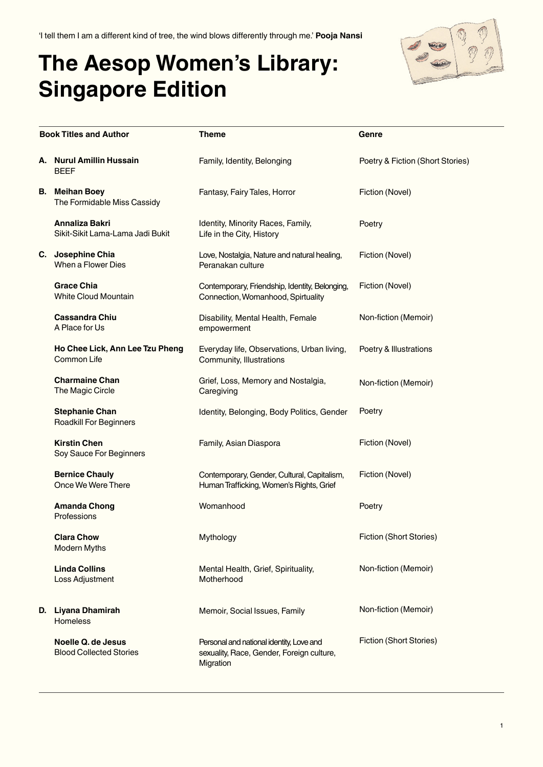'I tell them I am a different kind of tree, the wind blows differently through me.' **Pooja Nansi**

# The Aesop Women's Library: Singapore Edition

| | Book Titles and Author | Theme | Genre |
|---|---|---|---|
| A. | **Nurul Amillin Hussain** BEEF | Family, Identity, Belonging | Poetry & Fiction (Short Stories) |
| B. | **Meihan Boey** The Formidable Miss Cassidy | Fantasy, Fairy Tales, Horror | Fiction (Novel) |
| | **Annaliza Bakri** Sikit-Sikit Lama-Lama Jadi Bukit | Identity, Minority Races, Family, Life in the City, History | Poetry |
| C. | **Josephine Chia** When a Flower Dies | Love, Nostalgia, Nature and natural healing, Peranakan culture | Fiction (Novel) |
| | **Grace Chia** White Cloud Mountain | Contemporary, Friendship, Identity, Belonging, Connection, Womanhood, Spirtuality | Fiction (Novel) |
| | **Cassandra Chiu** A Place for Us | Disability, Mental Health, Female empowerment | Non-fiction (Memoir) |
| | **Ho Chee Lick, Ann Lee Tzu Pheng** Common Life | Everyday life, Observations, Urban living, Community, Illustrations | Poetry & Illustrations |
| | **Charmaine Chan** The Magic Circle | Grief, Loss, Memory and Nostalgia, Caregiving | Non-fiction (Memoir) |
| | **Stephanie Chan** Roadkill For Beginners | Identity, Belonging, Body Politics, Gender | Poetry |
| | **Kirstin Chen** Soy Sauce For Beginners | Family, Asian Diaspora | Fiction (Novel) |
| | **Bernice Chauly** Once We Were There | Contemporary, Gender, Cultural, Capitalism, Human Trafficking, Women's Rights, Grief | Fiction (Novel) |
| | **Amanda Chong** Professions | Womanhood | Poetry |
| | **Clara Chow** Modern Myths | Mythology | Fiction (Short Stories) |
| | **Linda Collins** Loss Adjustment | Mental Health, Grief, Spirituality, Motherhood | Non-fiction (Memoir) |
| D. | **Liyana Dhamirah** Homeless | Memoir, Social Issues, Family | Non-fiction (Memoir) |
| | **Noelle Q. de Jesus** Blood Collected Stories | Personal and national identity, Love and sexuality, Race, Gender, Foreign culture, Migration | Fiction (Short Stories) |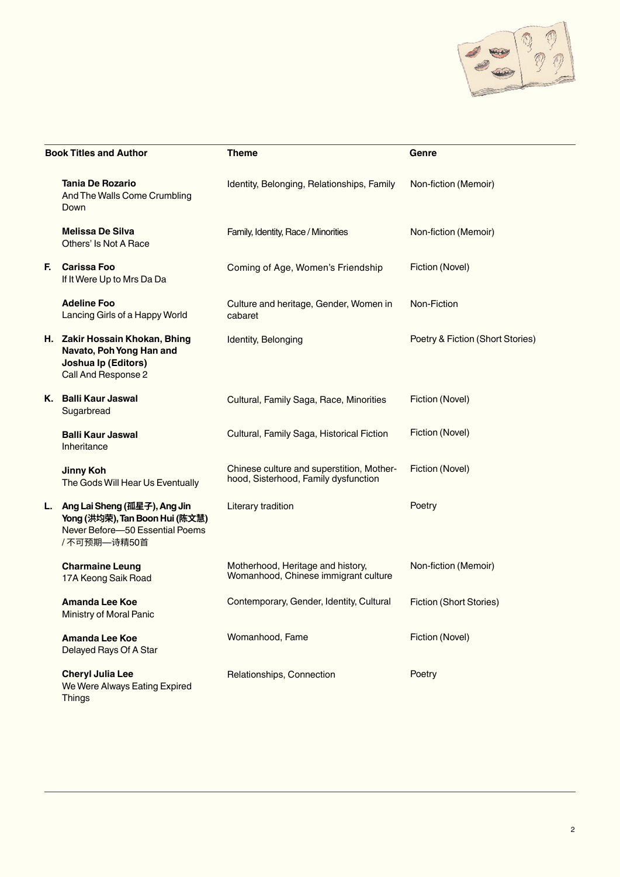| Book Titles and Author | Theme | Genre |
|---|---|---|
| **Tania De Rozario** And The Walls Come Crumbling Down | Identity, Belonging, Relationships, Family | Non-fiction (Memoir) |
| **Melissa De Silva** Others' Is Not A Race | Family, Identity, Race / Minorities | Non-fiction (Memoir) |
| **F. Carissa Foo** If It Were Up to Mrs Da Da | Coming of Age, Women's Friendship | Fiction (Novel) |
| **Adeline Foo** Lancing Girls of a Happy World | Culture and heritage, Gender, Women in cabaret | Non-Fiction |
| **H. Zakir Hossain Khokan, Bhing Navato, Poh Yong Han and Joshua Ip (Editors)** Call And Response 2 | Identity, Belonging | Poetry & Fiction (Short Stories) |
| **K. Balli Kaur Jaswal** Sugarbread | Cultural, Family Saga, Race, Minorities | Fiction (Novel) |
| **Balli Kaur Jaswal** Inheritance | Cultural, Family Saga, Historical Fiction | Fiction (Novel) |
| **Jinny Koh** The Gods Will Hear Us Eventually | Chinese culture and superstition, Motherhood, Sisterhood, Family dysfunction | Fiction (Novel) |
| **L. Ang Lai Sheng (孤星子), Ang Jin Yong (洪均荣), Tan Boon Hui (陈文慧)** Never Before—50 Essential Poems / 不可预期—诗精50首 | Literary tradition | Poetry |
| **Charmaine Leung** 17A Keong Saik Road | Motherhood, Heritage and history, Womanhood, Chinese immigrant culture | Non-fiction (Memoir) |
| **Amanda Lee Koe** Ministry of Moral Panic | Contemporary, Gender, Identity, Cultural | Fiction (Short Stories) |
| **Amanda Lee Koe** Delayed Rays Of A Star | Womanhood, Fame | Fiction (Novel) |
| **Cheryl Julia Lee** We Were Always Eating Expired Things | Relationships, Connection | Poetry |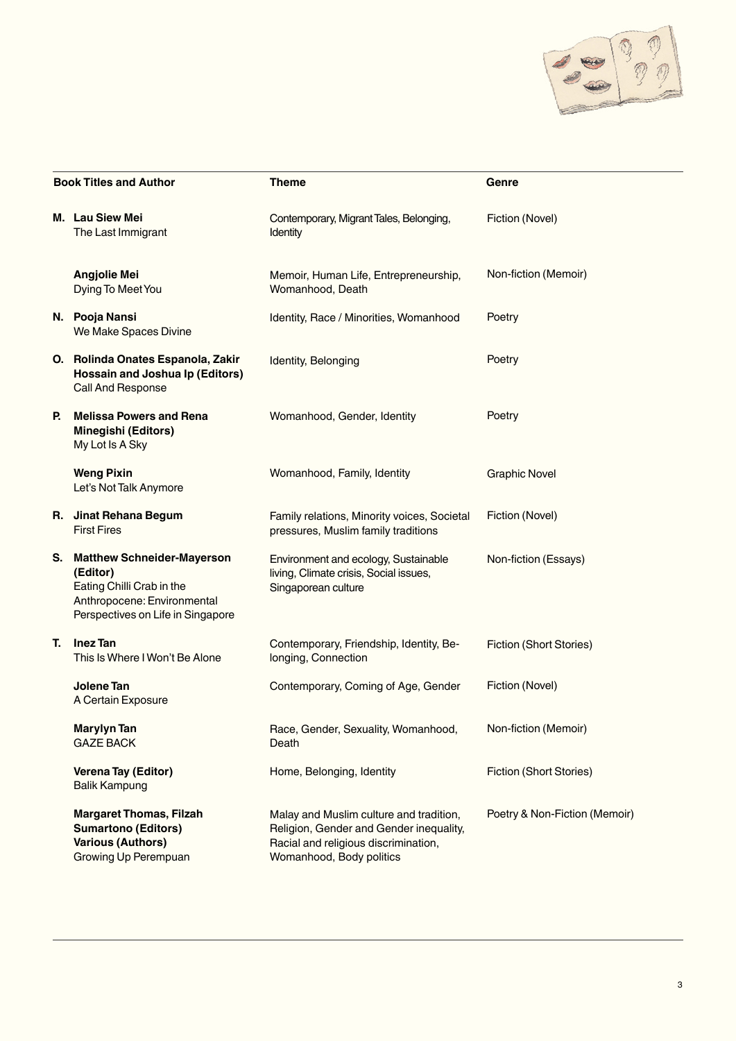| Book Titles and Author | Theme | Genre |
|---|---|---|
| M. **Lau Siew Mei** The Last Immigrant | Contemporary, Migrant Tales, Belonging, Identity | Fiction (Novel) |
| **Angjolie Mei** Dying To Meet You | Memoir, Human Life, Entrepreneurship, Womanhood, Death | Non-fiction (Memoir) |
| N. **Pooja Nansi** We Make Spaces Divine | Identity, Race / Minorities, Womanhood | Poetry |
| O. **Rolinda Onates Espanola, Zakir Hossain and Joshua Ip (Editors)** Call And Response | Identity, Belonging | Poetry |
| P. **Melissa Powers and Rena Minegishi (Editors)** My Lot Is A Sky | Womanhood, Gender, Identity | Poetry |
| **Weng Pixin** Let's Not Talk Anymore | Womanhood, Family, Identity | Graphic Novel |
| R. **Jinat Rehana Begum** First Fires | Family relations, Minority voices, Societal pressures, Muslim family traditions | Fiction (Novel) |
| S. **Matthew Schneider-Mayerson (Editor)** Eating Chilli Crab in the Anthropocene: Environmental Perspectives on Life in Singapore | Environment and ecology, Sustainable living, Climate crisis, Social issues, Singaporean culture | Non-fiction (Essays) |
| T. **Inez Tan** This Is Where I Won't Be Alone | Contemporary, Friendship, Identity, Belonging, Connection | Fiction (Short Stories) |
| **Jolene Tan** A Certain Exposure | Contemporary, Coming of Age, Gender | Fiction (Novel) |
| **Marylyn Tan** GAZE BACK | Race, Gender, Sexuality, Womanhood, Death | Non-fiction (Memoir) |
| **Verena Tay (Editor)** Balik Kampung | Home, Belonging, Identity | Fiction (Short Stories) |
| **Margaret Thomas, Filzah Sumartono (Editors) Various (Authors)** Growing Up Perempuan | Malay and Muslim culture and tradition, Religion, Gender and Gender inequality, Racial and religious discrimination, Womanhood, Body politics | Poetry & Non-Fiction (Memoir) |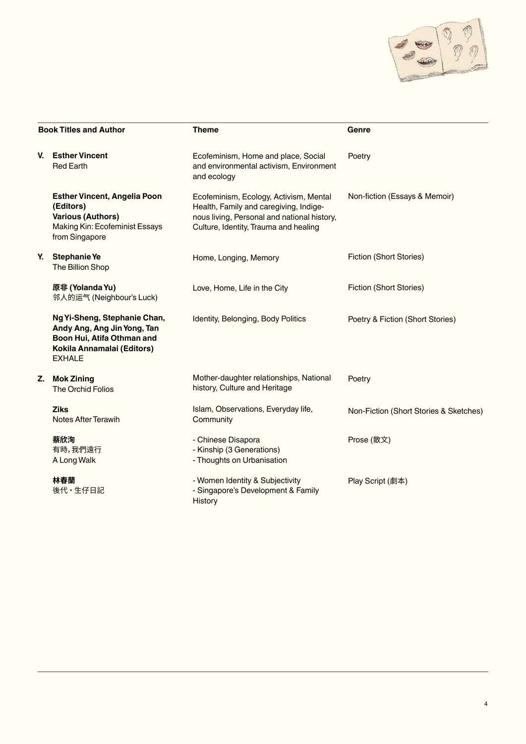| Book Titles and Author | | Theme | Genre |
|---|---|---|---|
| V. | **Esther Vincent**<br>Red Earth | Ecofeminism, Home and place, Social and environmental activism, Environment and ecology | Poetry |
| | **Esther Vincent, Angelia Poon (Editors)**<br>**Various (Authors)**<br>Making Kin: Ecofeminist Essays from Singapore | Ecofeminism, Ecology, Activism, Mental Health, Family and caregiving, Indigenous living, Personal and national history, Culture, Identity, Trauma and healing | Non-fiction (Essays & Memoir) |
| Y. | **Stephanie Ye**<br>The Billion Shop | Home, Longing, Memory | Fiction (Short Stories) |
| | **原非 (Yolanda Yu)**<br>邻人的运气 (Neighbour's Luck) | Love, Home, Life in the City | Fiction (Short Stories) |
| | **Ng Yi-Sheng, Stephanie Chan, Andy Ang, Ang Jin Yong, Tan Boon Hui, Atifa Othman and Kokila Annamalai (Editors)**<br>EXHALE | Identity, Belonging, Body Politics | Poetry & Fiction (Short Stories) |
| Z. | **Mok Zining**<br>The Orchid Folios | Mother-daughter relationships, National history, Culture and Heritage | Poetry |
| | **Ziks**<br>Notes After Terawih | Islam, Observations, Everyday life, Community | Non-Fiction (Short Stories & Sketches) |
| | **蔡欣洵**<br>有時,我們遠行<br>A Long Walk | - Chinese Disapora<br>- Kinship (3 Generations)<br>- Thoughts on Urbanisation | Prose (散文) |
| | **林春蘭**<br>後代・生仔日記 | - Women Identity & Subjectivity<br>- Singapore's Development & Family History | Play Script (劇本) |